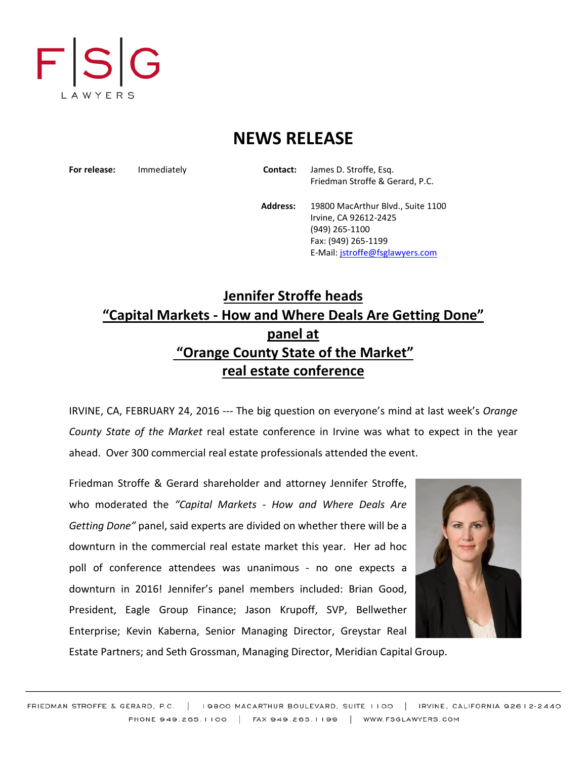F|S|G
LAWYERS

# NEWS RELEASE

**For release:** Immediately

**Contact:** James D. Stroffe, Esq.
Friedman Stroffe & Gerard, P.C.

**Address:** 19800 MacArthur Blvd., Suite 1100
Irvine, CA 92612-2425
(949) 265-1100
Fax: (949) 265-1199
E-Mail: jstroffe@fsglawyers.com

## Jennifer Stroffe heads "Capital Markets - How and Where Deals Are Getting Done" panel at "Orange County State of the Market" real estate conference

IRVINE, CA, FEBRUARY 24, 2016 --- The big question on everyone's mind at last week's *Orange County State of the Market* real estate conference in Irvine was what to expect in the year ahead. Over 300 commercial real estate professionals attended the event.

Friedman Stroffe & Gerard shareholder and attorney Jennifer Stroffe, who moderated the *"Capital Markets - How and Where Deals Are Getting Done"* panel, said experts are divided on whether there will be a downturn in the commercial real estate market this year. Her ad hoc poll of conference attendees was unanimous - no one expects a downturn in 2016! Jennifer's panel members included: Brian Good, President, Eagle Group Finance; Jason Krupoff, SVP, Bellwether Enterprise; Kevin Kaberna, Senior Managing Director, Greystar Real Estate Partners; and Seth Grossman, Managing Director, Meridian Capital Group.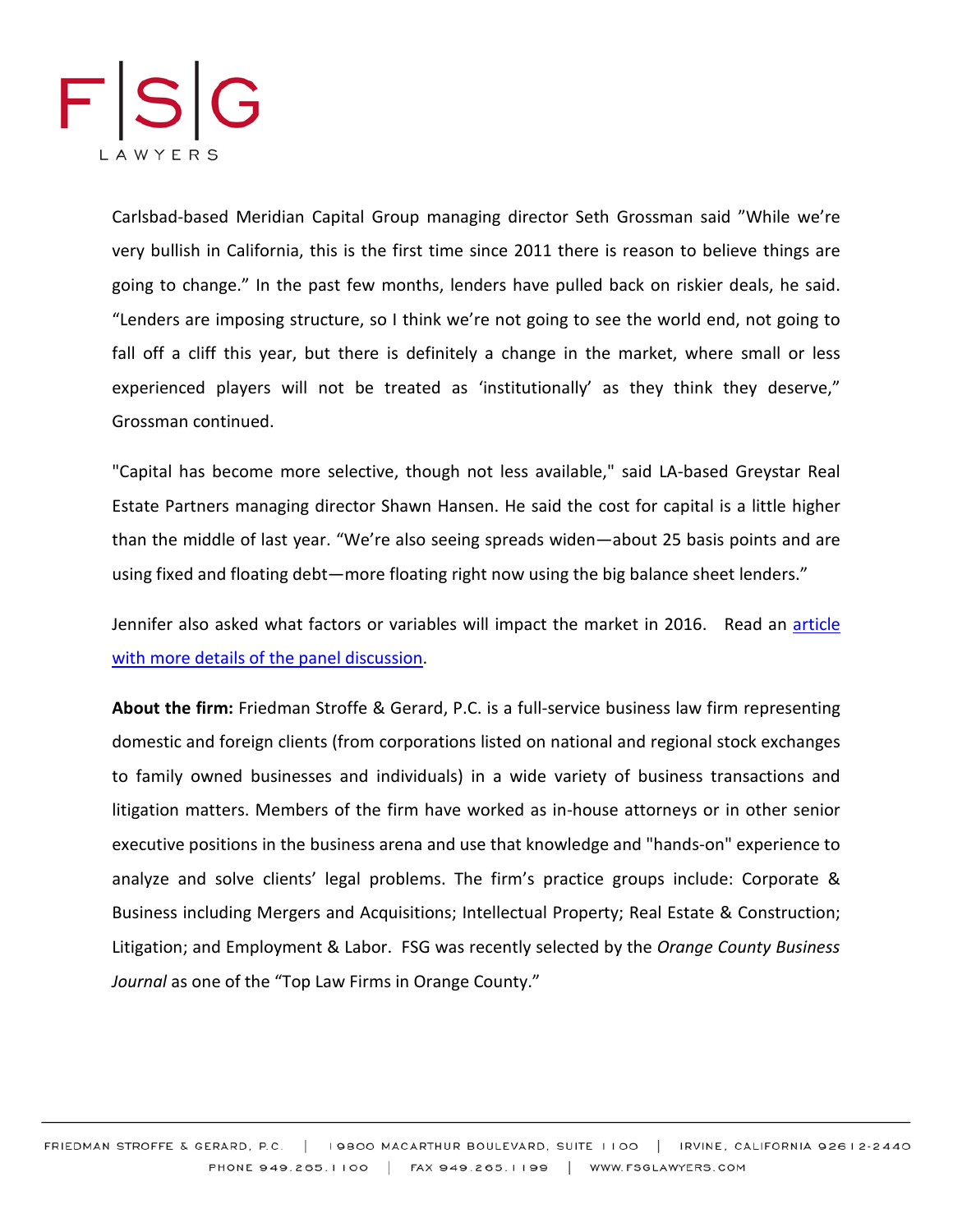Carlsbad-based Meridian Capital Group managing director Seth Grossman said ”While we’re very bullish in California, this is the first time since 2011 there is reason to believe things are going to change.” In the past few months, lenders have pulled back on riskier deals, he said. “Lenders are imposing structure, so I think we’re not going to see the world end, not going to fall off a cliff this year, but there is definitely a change in the market, where small or less experienced players will not be treated as ‘institutionally’ as they think they deserve,” Grossman continued.

"Capital has become more selective, though not less available," said LA-based Greystar Real Estate Partners managing director Shawn Hansen. He said the cost for capital is a little higher than the middle of last year. “We’re also seeing spreads widen—about 25 basis points and are using fixed and floating debt—more floating right now using the big balance sheet lenders.”

Jennifer also asked what factors or variables will impact the market in 2016. Read an article with more details of the panel discussion.

**About the firm:** Friedman Stroffe & Gerard, P.C. is a full-service business law firm representing domestic and foreign clients (from corporations listed on national and regional stock exchanges to family owned businesses and individuals) in a wide variety of business transactions and litigation matters. Members of the firm have worked as in-house attorneys or in other senior executive positions in the business arena and use that knowledge and "hands-on" experience to analyze and solve clients’ legal problems. The firm’s practice groups include: Corporate & Business including Mergers and Acquisitions; Intellectual Property; Real Estate & Construction; Litigation; and Employment & Labor. FSG was recently selected by the *Orange County Business Journal* as one of the “Top Law Firms in Orange County.”